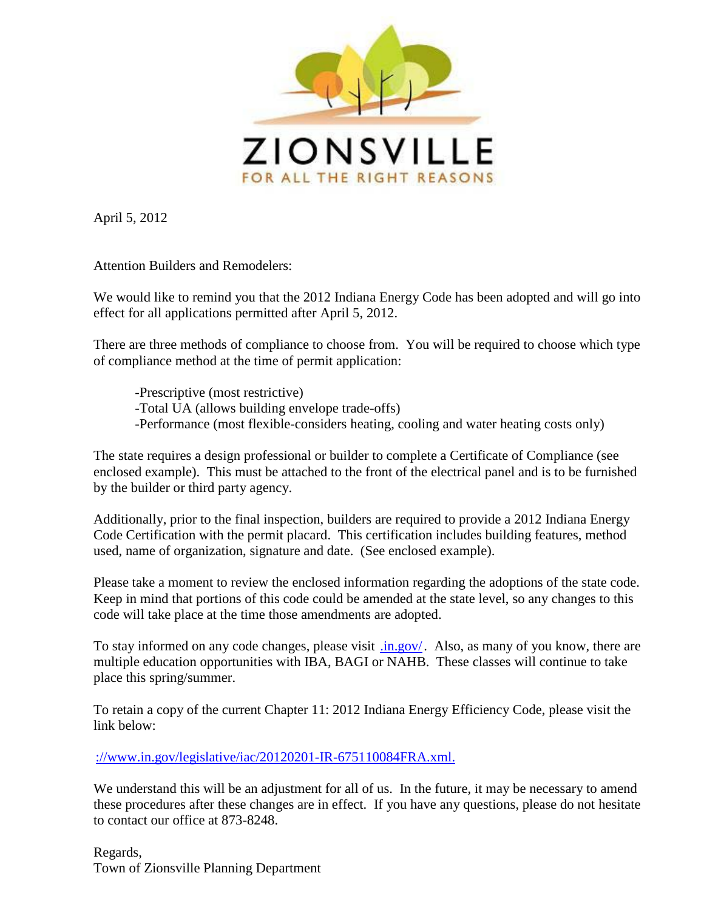ZIONSVILLE

FOR ALL THE RIGHT REASONS

April 5, 2012

Attention Builders and Remodelers:

We would like to remind you that the 2012 Indiana Energy Code has been adopted and will go into effect for all applications permitted after April 5, 2012.

There are three methods of compliance to choose from. You will be required to choose which type of compliance method at the time of permit application:

-Prescriptive (most restrictive)
-Total UA (allows building envelope trade-offs)
-Performance (most flexible-considers heating, cooling and water heating costs only)

The state requires a design professional or builder to complete a Certificate of Compliance (see enclosed example). This must be attached to the front of the electrical panel and is to be furnished by the builder or third party agency.

Additionally, prior to the final inspection, builders are required to provide a 2012 Indiana Energy Code Certification with the permit placard. This certification includes building features, method used, name of organization, signature and date. (See enclosed example).

Please take a moment to review the enclosed information regarding the adoptions of the state code. Keep in mind that portions of this code could be amended at the state level, so any changes to this code will take place at the time those amendments are adopted.

To stay informed on any code changes, please visit .in.gov/. Also, as many of you know, there are multiple education opportunities with IBA, BAGI or NAHB. These classes will continue to take place this spring/summer.

To retain a copy of the current Chapter 11: 2012 Indiana Energy Efficiency Code, please visit the link below:

://www.in.gov/legislative/iac/20120201-IR-675110084FRA.xml.

We understand this will be an adjustment for all of us. In the future, it may be necessary to amend these procedures after these changes are in effect. If you have any questions, please do not hesitate to contact our office at 873-8248.

Regards,
Town of Zionsville Planning Department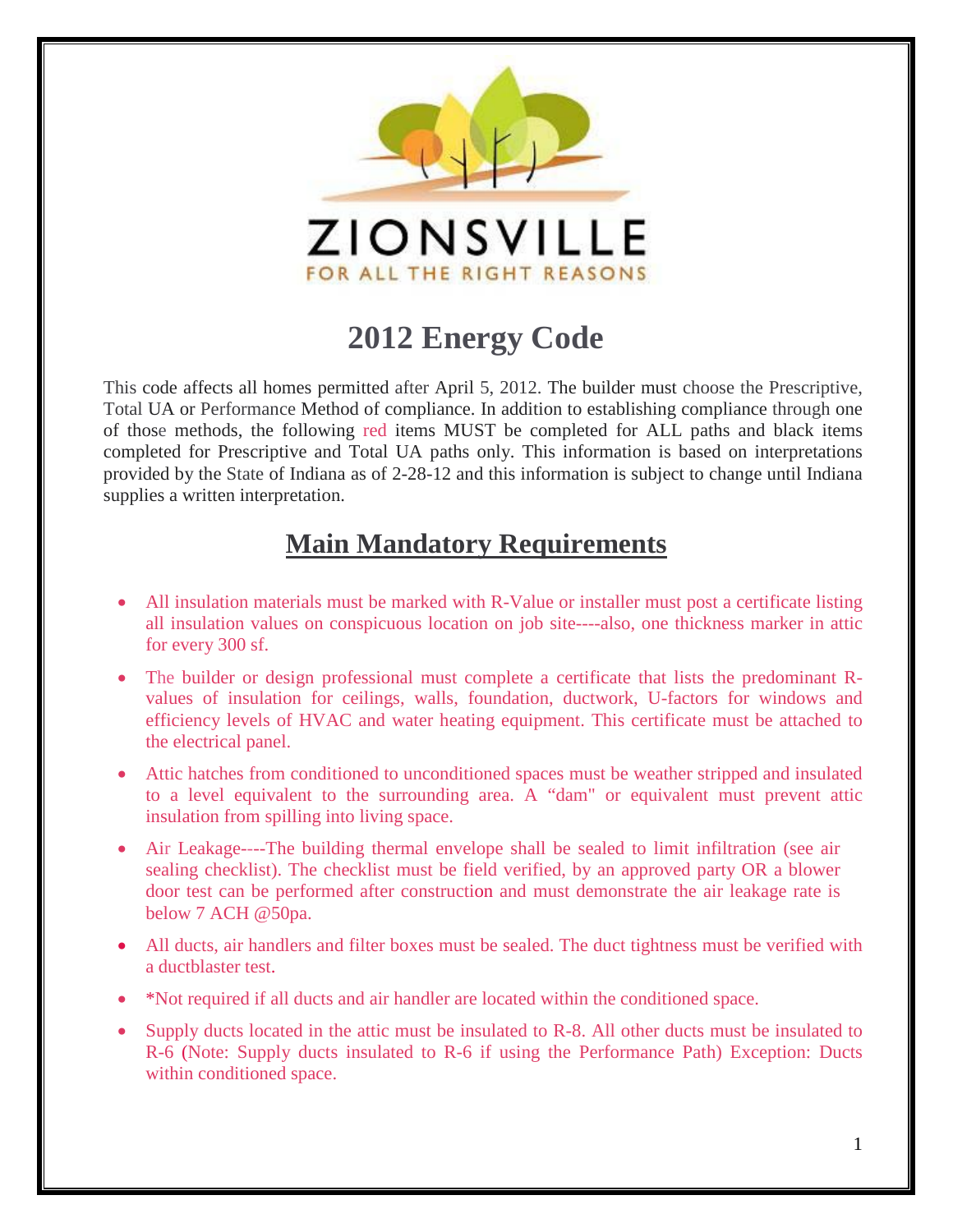ZIONSVILLE

FOR ALL THE RIGHT REASONS

# 2012 Energy Code

This code affects all homes permitted after April 5, 2012. The builder must choose the Prescriptive, Total UA or Performance Method of compliance. In addition to establishing compliance through one of those methods, the following red items MUST be completed for ALL paths and black items completed for Prescriptive and Total UA paths only. This information is based on interpretations provided by the State of Indiana as of 2-28-12 and this information is subject to change until Indiana supplies a written interpretation.

## Main Mandatory Requirements

- All insulation materials must be marked with R-Value or installer must post a certificate listing all insulation values on conspicuous location on job site----also, one thickness marker in attic for every 300 sf.
- The builder or design professional must complete a certificate that lists the predominant R-values of insulation for ceilings, walls, foundation, ductwork, U-factors for windows and efficiency levels of HVAC and water heating equipment. This certificate must be attached to the electrical panel.
- Attic hatches from conditioned to unconditioned spaces must be weather stripped and insulated to a level equivalent to the surrounding area. A "dam" or equivalent must prevent attic insulation from spilling into living space.
- Air Leakage----The building thermal envelope shall be sealed to limit infiltration (see air sealing checklist). The checklist must be field verified, by an approved party OR a blower door test can be performed after construction and must demonstrate the air leakage rate is below 7 ACH @50pa.
- All ducts, air handlers and filter boxes must be sealed. The duct tightness must be verified with a ductblaster test.
- *Not required if all ducts and air handler are located within the conditioned space.
- Supply ducts located in the attic must be insulated to R-8. All other ducts must be insulated to R-6 (Note: Supply ducts insulated to R-6 if using the Performance Path) Exception: Ducts within conditioned space.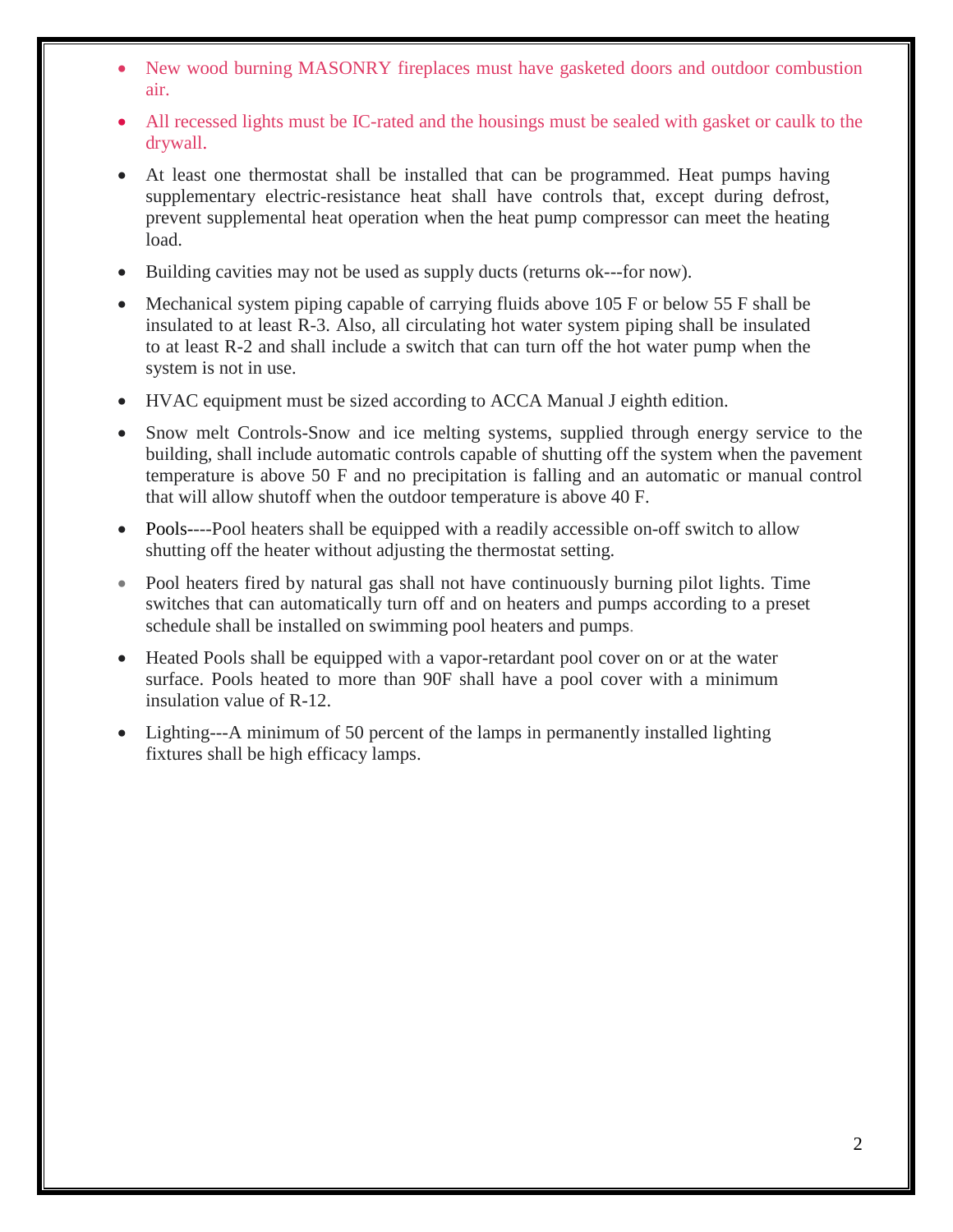- New wood burning MASONRY fireplaces must have gasketed doors and outdoor combustion air.
- All recessed lights must be IC-rated and the housings must be sealed with gasket or caulk to the drywall.
- At least one thermostat shall be installed that can be programmed. Heat pumps having supplementary electric-resistance heat shall have controls that, except during defrost, prevent supplemental heat operation when the heat pump compressor can meet the heating load.
- Building cavities may not be used as supply ducts (returns ok---for now).
- Mechanical system piping capable of carrying fluids above 105 F or below 55 F shall be insulated to at least R-3. Also, all circulating hot water system piping shall be insulated to at least R-2 and shall include a switch that can turn off the hot water pump when the system is not in use.
- HVAC equipment must be sized according to ACCA Manual J eighth edition.
- Snow melt Controls-Snow and ice melting systems, supplied through energy service to the building, shall include automatic controls capable of shutting off the system when the pavement temperature is above 50 F and no precipitation is falling and an automatic or manual control that will allow shutoff when the outdoor temperature is above 40 F.
- Pools----Pool heaters shall be equipped with a readily accessible on-off switch to allow shutting off the heater without adjusting the thermostat setting.
- Pool heaters fired by natural gas shall not have continuously burning pilot lights. Time switches that can automatically turn off and on heaters and pumps according to a preset schedule shall be installed on swimming pool heaters and pumps.
- Heated Pools shall be equipped with a vapor-retardant pool cover on or at the water surface. Pools heated to more than 90F shall have a pool cover with a minimum insulation value of R-12.
- Lighting---A minimum of 50 percent of the lamps in permanently installed lighting fixtures shall be high efficacy lamps.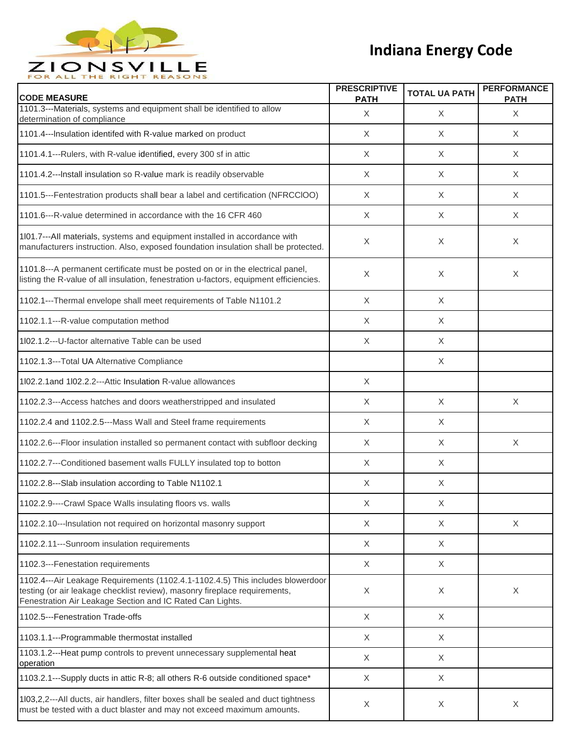# Indiana Energy Code

| CODE MEASURE | PRESCRIPTIVE PATH | TOTAL UA PATH | PERFORMANCE PATH |
|---|---|---|---|
| 1101.3---Materials, systems and equipment shall be identified to allow determination of compliance | X | X | X |
| 1101.4---Insulation identifed with R-value marked on product | X | X | X |
| 1101.4.1---Rulers, with R-value identified, every 300 sf in attic | X | X | X |
| 1101.4.2---Install insulation so R-value mark is readily observable | X | X | X |
| 1101.5---Fentestration products shall bear a label and certification (NFRCClOO) | X | X | X |
| 1101.6---R-value determined in accordance with the 16 CFR 460 | X | X | X |
| 1l01.7---All materials, systems and equipment installed in accordance with manufacturers instruction. Also, exposed foundation insulation shall be protected. | X | X | X |
| 1101.8---A permanent certificate must be posted on or in the electrical panel, listing the R-value of all insulation, fenestration u-factors, equipment efficiencies. | X | X | X |
| 1102.1---Thermal envelope shall meet requirements of Table N1101.2 | X | X | |
| 1102.1.1---R-value computation method | X | X | |
| 1l02.1.2---U-factor alternative Table can be used | X | X | |
| 1102.1.3---Total UA Alternative Compliance | | X | |
| 1l02.2.1and 1l02.2.2---Attic Insulation R-value allowances | X | | |
| 1102.2.3---Access hatches and doors weatherstripped and insulated | X | X | X |
| 1102.2.4 and 1102.2.5---Mass Wall and Steel frame requirements | X | X | |
| 1102.2.6---Floor insulation installed so permanent contact with subfloor decking | X | X | X |
| 1102.2.7---Conditioned basement walls FULLY insulated top to botton | X | X | |
| 1102.2.8---Slab insulation according to Table N1102.1 | X | X | |
| 1102.2.9----Crawl Space Walls insulating floors vs. walls | X | X | |
| 1102.2.10---Insulation not required on horizontal masonry support | X | X | X |
| 1102.2.11---Sunroom insulation requirements | X | X | |
| 1102.3---Fenestation requirements | X | X | |
| 1102.4---Air Leakage Requirements (1102.4.1-1102.4.5) This includes blowerdoor testing (or air leakage checklist review), masonry fireplace requirements, Fenestration Air Leakage Section and IC Rated Can Lights. | X | X | X |
| 1102.5---Fenestration Trade-offs | X | X | |
| 1103.1.1---Programmable thermostat installed | X | X | |
| 1103.1.2---Heat pump controls to prevent unnecessary supplemental heat operation | X | X | |
| 1103.2.1---Supply ducts in attic R-8; all others R-6 outside conditioned space* | X | X | |
| 1l03,2,2---All ducts, air handlers, filter boxes shall be sealed and duct tightness must be tested with a duct blaster and may not exceed maximum amounts. | X | X | X |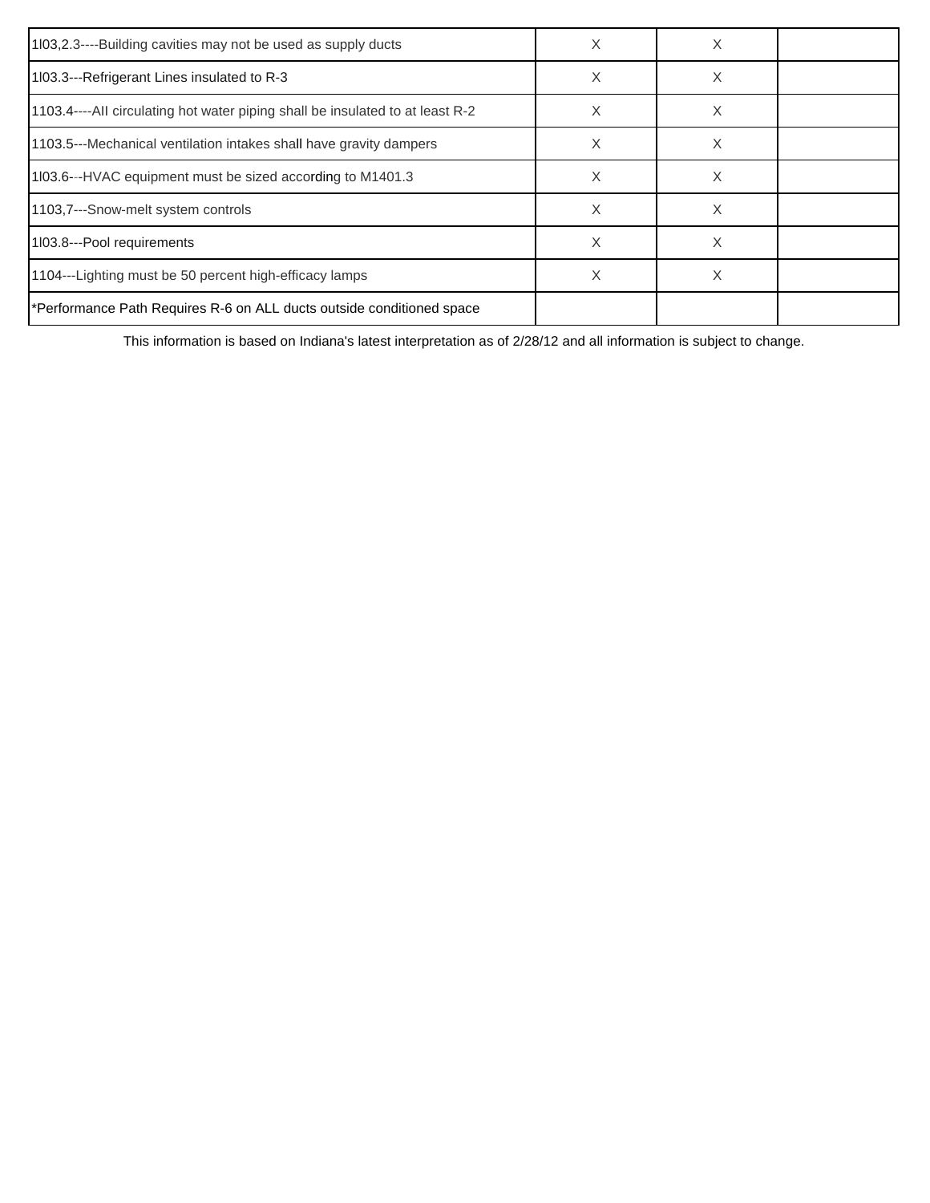| | | | |
|---|---|---|---|
| 1l03,2.3----Building cavities may not be used as supply ducts | X | X | |
| 1l03.3---Refrigerant Lines insulated to R-3 | X | X | |
| 1103.4----AII circulating hot water piping shall be insulated to at least R-2 | X | X | |
| 1103.5---Mechanical ventilation intakes shall have gravity dampers | X | X | |
| 1l03.6---HVAC equipment must be sized according to M1401.3 | X | X | |
| 1103,7---Snow-melt system controls | X | X | |
| 1l03.8---Pool requirements | X | X | |
| 1104---Lighting must be 50 percent high-efficacy lamps | X | X | |
| *Performance Path Requires R-6 on ALL ducts outside conditioned space | | | |

This information is based on Indiana's latest interpretation as of 2/28/12 and all information is subject to change.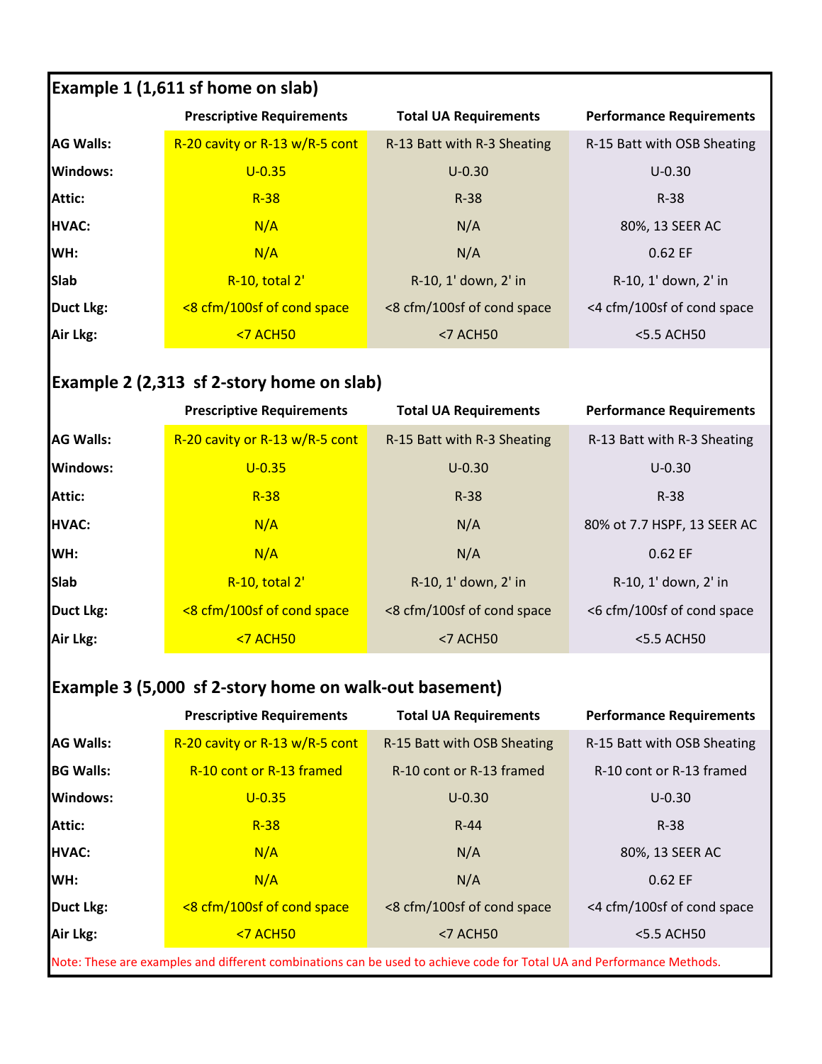## Example 1 (1,611 sf home on slab)

| | Prescriptive Requirements | Total UA Requirements | Performance Requirements |
|---|---|---|---|
| **AG Walls:** | R-20 cavity or R-13 w/R-5 cont | R-13 Batt with R-3 Sheating | R-15 Batt with OSB Sheating |
| **Windows:** | U-0.35 | U-0.30 | U-0.30 |
| **Attic:** | R-38 | R-38 | R-38 |
| **HVAC:** | N/A | N/A | 80%, 13 SEER AC |
| **WH:** | N/A | N/A | 0.62 EF |
| **Slab** | R-10, total 2' | R-10, 1' down, 2' in | R-10, 1' down, 2' in |
| **Duct Lkg:** | <8 cfm/100sf of cond space | <8 cfm/100sf of cond space | <4 cfm/100sf of cond space |
| **Air Lkg:** | <7 ACH50 | <7 ACH50 | <5.5 ACH50 |

## Example 2 (2,313 sf 2-story home on slab)

| | Prescriptive Requirements | Total UA Requirements | Performance Requirements |
|---|---|---|---|
| **AG Walls:** | R-20 cavity or R-13 w/R-5 cont | R-15 Batt with R-3 Sheating | R-13 Batt with R-3 Sheating |
| **Windows:** | U-0.35 | U-0.30 | U-0.30 |
| **Attic:** | R-38 | R-38 | R-38 |
| **HVAC:** | N/A | N/A | 80% ot 7.7 HSPF, 13 SEER AC |
| **WH:** | N/A | N/A | 0.62 EF |
| **Slab** | R-10, total 2' | R-10, 1' down, 2' in | R-10, 1' down, 2' in |
| **Duct Lkg:** | <8 cfm/100sf of cond space | <8 cfm/100sf of cond space | <6 cfm/100sf of cond space |
| **Air Lkg:** | <7 ACH50 | <7 ACH50 | <5.5 ACH50 |

## Example 3 (5,000 sf 2-story home on walk-out basement)

| | Prescriptive Requirements | Total UA Requirements | Performance Requirements |
|---|---|---|---|
| **AG Walls:** | R-20 cavity or R-13 w/R-5 cont | R-15 Batt with OSB Sheating | R-15 Batt with OSB Sheating |
| **BG Walls:** | R-10 cont or R-13 framed | R-10 cont or R-13 framed | R-10 cont or R-13 framed |
| **Windows:** | U-0.35 | U-0.30 | U-0.30 |
| **Attic:** | R-38 | R-44 | R-38 |
| **HVAC:** | N/A | N/A | 80%, 13 SEER AC |
| **WH:** | N/A | N/A | 0.62 EF |
| **Duct Lkg:** | <8 cfm/100sf of cond space | <8 cfm/100sf of cond space | <4 cfm/100sf of cond space |
| **Air Lkg:** | <7 ACH50 | <7 ACH50 | <5.5 ACH50 |

Note: These are examples and different combinations can be used to achieve code for Total UA and Performance Methods.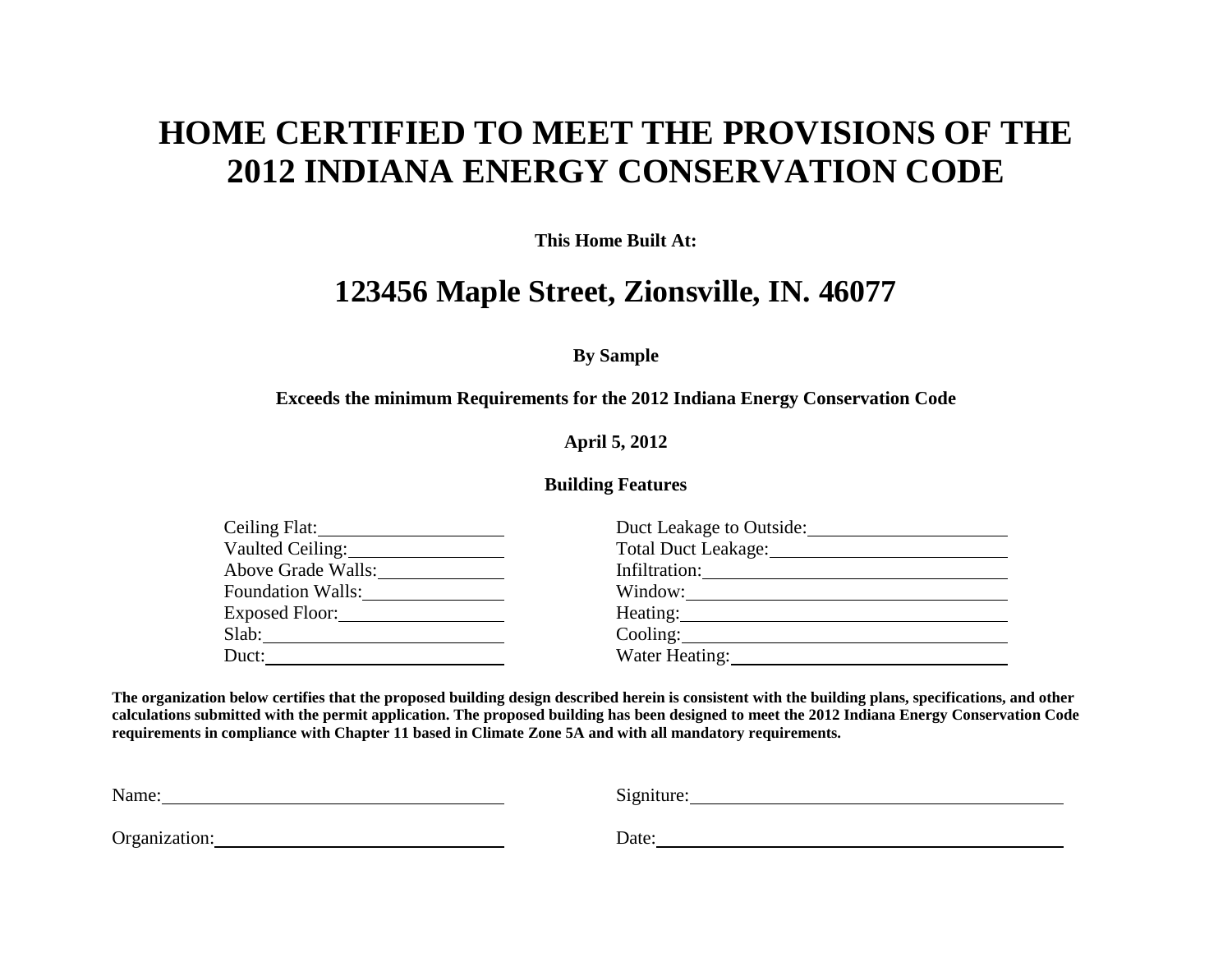# HOME CERTIFIED TO MEET THE PROVISIONS OF THE 2012 INDIANA ENERGY CONSERVATION CODE

**This Home Built At:**

## 123456 Maple Street, Zionsville, IN. 46077

**By Sample**

**Exceeds the minimum Requirements for the 2012 Indiana Energy Conservation Code**

**April 5, 2012**

**Building Features**

| | |
|---|---|
| Ceiling Flat: ____________ | Duct Leakage to Outside: ____________ |
| Vaulted Ceiling: ____________ | Total Duct Leakage: ____________ |
| Above Grade Walls: ____________ | Infiltration: ____________ |
| Foundation Walls: ____________ | Window: ____________ |
| Exposed Floor: ____________ | Heating: ____________ |
| Slab: ____________ | Cooling: ____________ |
| Duct: ____________ | Water Heating: ____________ |

**The organization below certifies that the proposed building design described herein is consistent with the building plans, specifications, and other calculations submitted with the permit application. The proposed building has been designed to meet the 2012 Indiana Energy Conservation Code requirements in compliance with Chapter 11 based in Climate Zone 5A and with all mandatory requirements.**

Name: ______________________ Signiture: ______________________

Organization: ______________________ Date: ______________________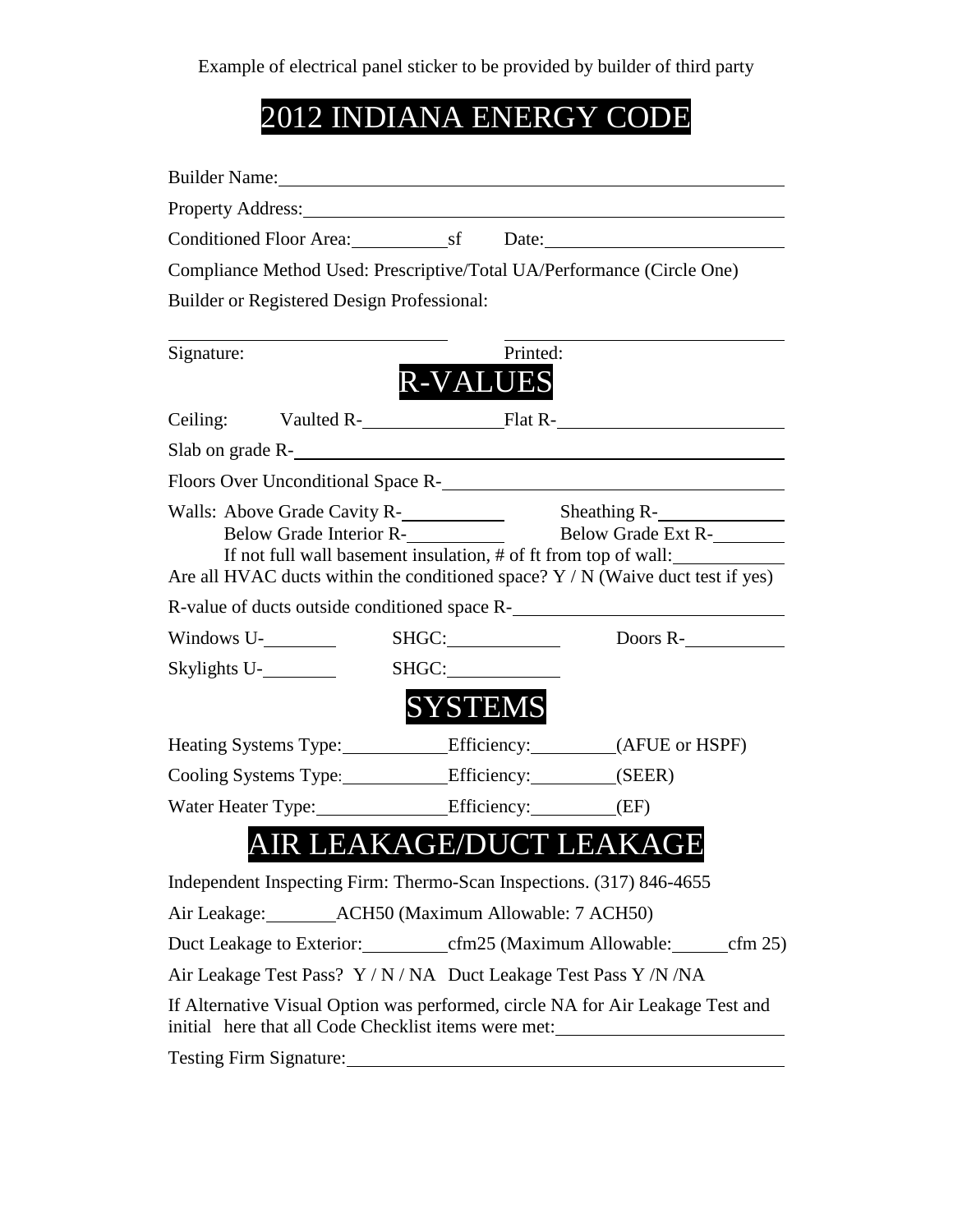Example of electrical panel sticker to be provided by builder of third party

# 2012 INDIANA ENERGY CODE

Builder Name:\_\_\_\_\_\_\_\_\_\_\_\_\_\_\_\_\_\_\_\_\_\_\_\_\_\_\_\_\_\_\_\_\_\_\_\_\_\_\_\_

Property Address:\_\_\_\_\_\_\_\_\_\_\_\_\_\_\_\_\_\_\_\_\_\_\_\_\_\_\_\_\_\_\_\_\_\_\_\_\_\_

Conditioned Floor Area:\_\_\_\_\_\_\_\_\_\_sf Date:\_\_\_\_\_\_\_\_\_\_\_\_\_\_\_\_\_\_\_\_

Compliance Method Used: Prescriptive/Total UA/Performance (Circle One)

Builder or Registered Design Professional:

Signature:\_\_\_\_\_\_\_\_\_\_\_\_\_\_\_\_\_\_\_\_ Printed:\_\_\_\_\_\_\_\_\_\_\_\_\_\_\_\_\_\_\_\_

## R-VALUES

Ceiling: Vaulted R-\_\_\_\_\_\_\_\_\_\_\_\_\_\_Flat R-\_\_\_\_\_\_\_\_\_\_\_\_\_\_\_\_\_\_\_\_

Slab on grade R-\_\_\_\_\_\_\_\_\_\_\_\_\_\_\_\_\_\_\_\_\_\_\_\_\_\_\_\_\_\_\_\_\_\_\_\_\_\_\_\_

Floors Over Unconditional Space R-\_\_\_\_\_\_\_\_\_\_\_\_\_\_\_\_\_\_\_\_\_\_\_\_\_\_

Walls: Above Grade Cavity R-\_\_\_\_\_\_\_\_\_\_ Sheathing R-\_\_\_\_\_\_\_\_\_\_\_\_
Below Grade Interior R-\_\_\_\_\_\_\_\_\_\_ Below Grade Ext R-\_\_\_\_\_\_\_\_
If not full wall basement insulation, # of ft from top of wall:\_\_\_\_\_\_\_\_\_\_

Are all HVAC ducts within the conditioned space? Y / N (Waive duct test if yes)

R-value of ducts outside conditioned space R-\_\_\_\_\_\_\_\_\_\_\_\_\_\_\_\_\_\_\_\_\_

Windows U-\_\_\_\_\_\_\_\_ SHGC:\_\_\_\_\_\_\_\_\_\_\_ Doors R-\_\_\_\_\_\_\_\_\_\_

Skylights U-\_\_\_\_\_\_\_\_ SHGC:\_\_\_\_\_\_\_\_\_\_\_

## SYSTEMS

Heating Systems Type:\_\_\_\_\_\_\_\_\_\_\_Efficiency:\_\_\_\_\_\_\_\_\_(AFUE or HSPF)

Cooling Systems Type:\_\_\_\_\_\_\_\_\_\_\_Efficiency:\_\_\_\_\_\_\_\_\_(SEER)

Water Heater Type:\_\_\_\_\_\_\_\_\_\_\_\_\_\_Efficiency:\_\_\_\_\_\_\_\_\_(EF)

## AIR LEAKAGE/DUCT LEAKAGE

Independent Inspecting Firm: Thermo-Scan Inspections. (317) 846-4655

Air Leakage:\_\_\_\_\_\_\_\_ACH50 (Maximum Allowable: 7 ACH50)

Duct Leakage to Exterior:\_\_\_\_\_\_\_\_\_cfm25 (Maximum Allowable:\_\_\_\_\_\_cfm 25)

Air Leakage Test Pass? Y / N / NA Duct Leakage Test Pass Y /N /NA

If Alternative Visual Option was performed, circle NA for Air Leakage Test and initial here that all Code Checklist items were met:\_\_\_\_\_\_\_\_\_\_\_\_\_\_\_\_\_\_\_\_\_\_

Testing Firm Signature:\_\_\_\_\_\_\_\_\_\_\_\_\_\_\_\_\_\_\_\_\_\_\_\_\_\_\_\_\_\_\_\_\_\_\_\_\_\_\_\_